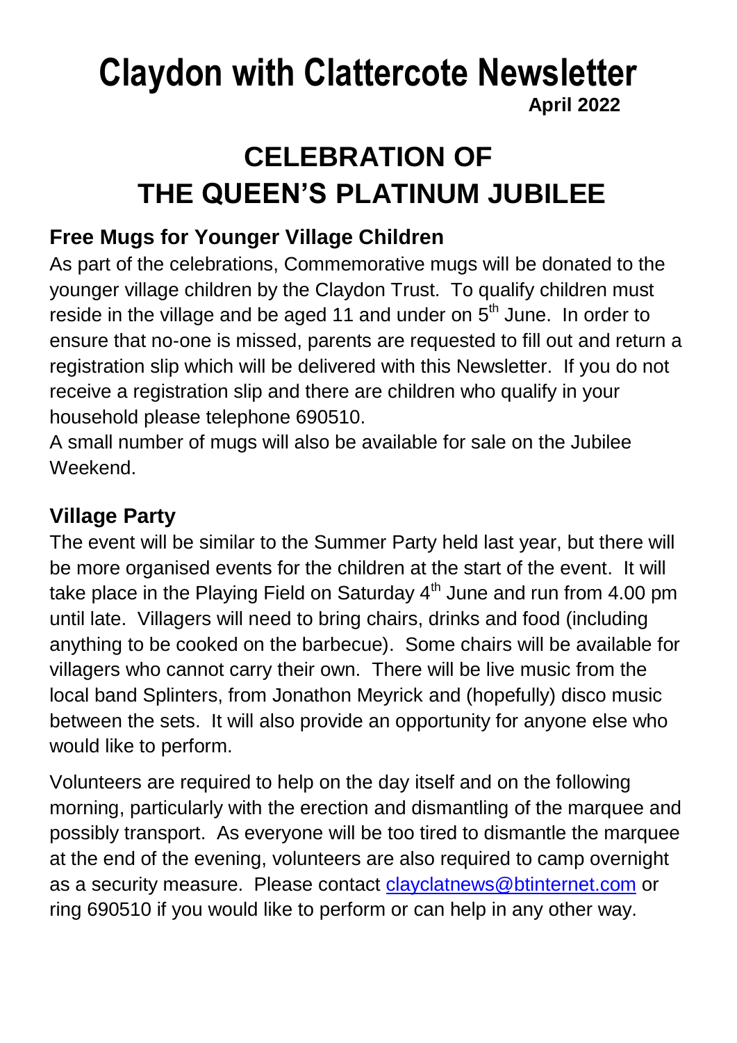# Claydon with Clattercote Newsletter

**April 2022**

# CELEBRATION OF THE QUEEN'S PLATINUM JUBILEE

## Free Mugs for Younger Village Children

As part of the celebrations, Commemorative mugs will be donated to the younger village children by the Claydon Trust. To qualify children must reside in the village and be aged 11 and under on 5th June. In order to ensure that no-one is missed, parents are requested to fill out and return a registration slip which will be delivered with this Newsletter. If you do not receive a registration slip and there are children who qualify in your household please telephone 690510.

A small number of mugs will also be available for sale on the Jubilee Weekend.

## Village Party

The event will be similar to the Summer Party held last year, but there will be more organised events for the children at the start of the event. It will take place in the Playing Field on Saturday 4th June and run from 4.00 pm until late. Villagers will need to bring chairs, drinks and food (including anything to be cooked on the barbecue). Some chairs will be available for villagers who cannot carry their own. There will be live music from the local band Splinters, from Jonathon Meyrick and (hopefully) disco music between the sets. It will also provide an opportunity for anyone else who would like to perform.

Volunteers are required to help on the day itself and on the following morning, particularly with the erection and dismantling of the marquee and possibly transport. As everyone will be too tired to dismantle the marquee at the end of the evening, volunteers are also required to camp overnight as a security measure. Please contact clayclatnews@btinternet.com or ring 690510 if you would like to perform or can help in any other way.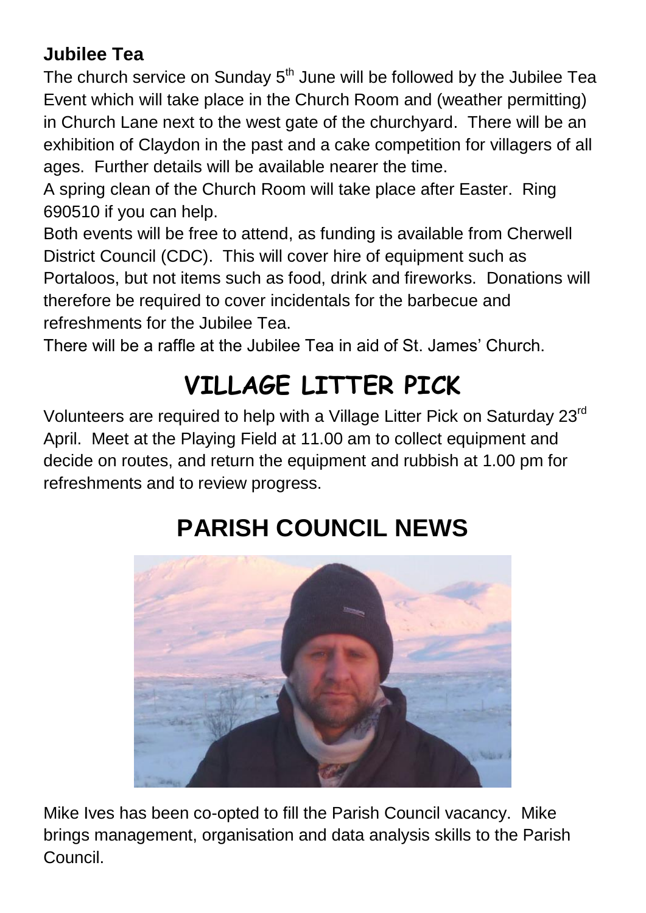**Jubilee Tea**

The church service on Sunday 5th June will be followed by the Jubilee Tea Event which will take place in the Church Room and (weather permitting) in Church Lane next to the west gate of the churchyard. There will be an exhibition of Claydon in the past and a cake competition for villagers of all ages. Further details will be available nearer the time.

A spring clean of the Church Room will take place after Easter. Ring 690510 if you can help.

Both events will be free to attend, as funding is available from Cherwell District Council (CDC). This will cover hire of equipment such as Portaloos, but not items such as food, drink and fireworks. Donations will therefore be required to cover incidentals for the barbecue and refreshments for the Jubilee Tea.

There will be a raffle at the Jubilee Tea in aid of St. James' Church.

# VILLAGE LITTER PICK

Volunteers are required to help with a Village Litter Pick on Saturday 23rd April. Meet at the Playing Field at 11.00 am to collect equipment and decide on routes, and return the equipment and rubbish at 1.00 pm for refreshments and to review progress.

# PARISH COUNCIL NEWS

Mike Ives has been co-opted to fill the Parish Council vacancy. Mike brings management, organisation and data analysis skills to the Parish Council.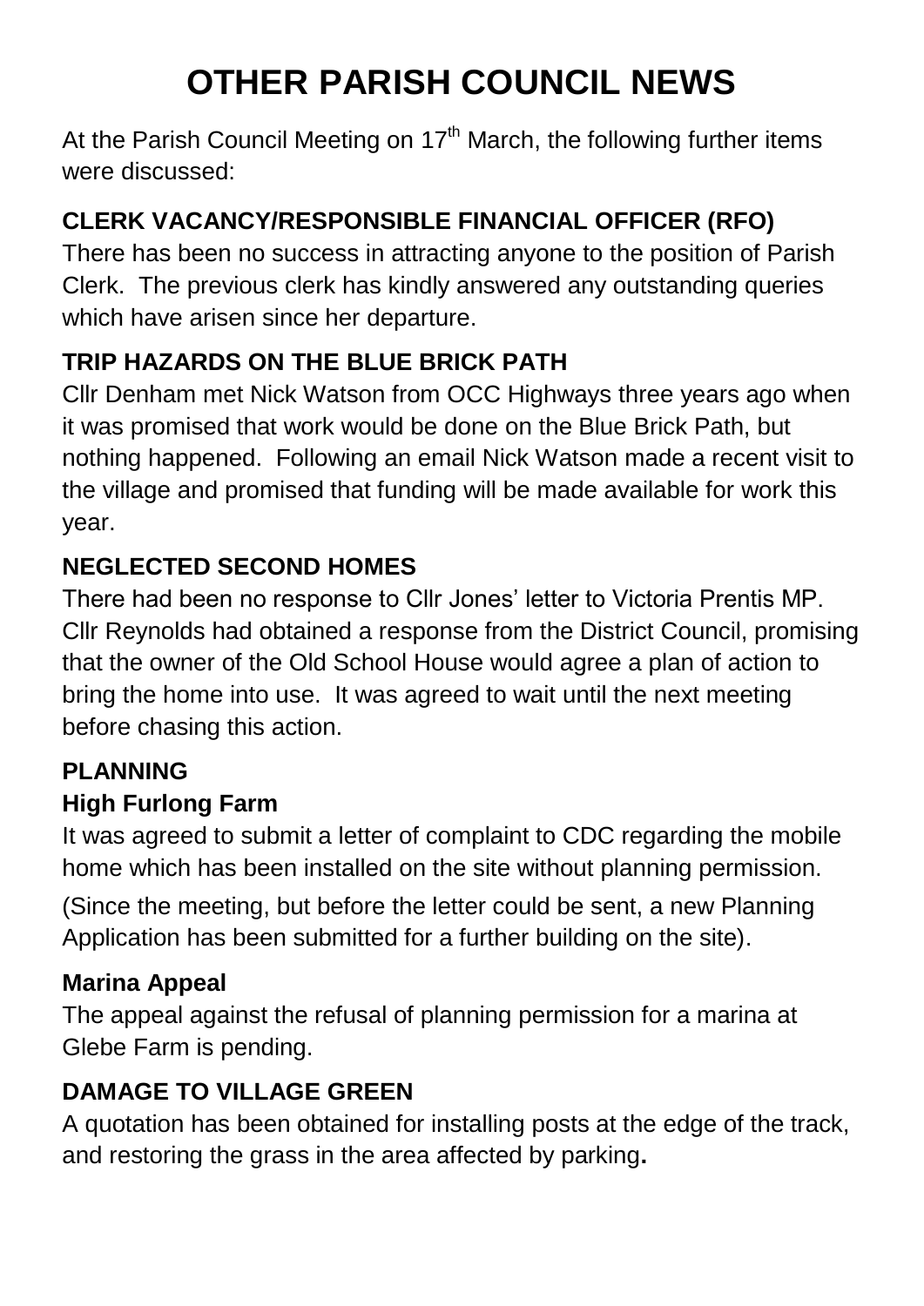# OTHER PARISH COUNCIL NEWS

At the Parish Council Meeting on 17th March, the following further items were discussed:

## CLERK VACANCY/RESPONSIBLE FINANCIAL OFFICER (RFO)

There has been no success in attracting anyone to the position of Parish Clerk. The previous clerk has kindly answered any outstanding queries which have arisen since her departure.

## TRIP HAZARDS ON THE BLUE BRICK PATH

Cllr Denham met Nick Watson from OCC Highways three years ago when it was promised that work would be done on the Blue Brick Path, but nothing happened. Following an email Nick Watson made a recent visit to the village and promised that funding will be made available for work this year.

## NEGLECTED SECOND HOMES

There had been no response to Cllr Jones' letter to Victoria Prentis MP. Cllr Reynolds had obtained a response from the District Council, promising that the owner of the Old School House would agree a plan of action to bring the home into use. It was agreed to wait until the next meeting before chasing this action.

## PLANNING

### High Furlong Farm

It was agreed to submit a letter of complaint to CDC regarding the mobile home which has been installed on the site without planning permission.

(Since the meeting, but before the letter could be sent, a new Planning Application has been submitted for a further building on the site).

### Marina Appeal

The appeal against the refusal of planning permission for a marina at Glebe Farm is pending.

## DAMAGE TO VILLAGE GREEN

A quotation has been obtained for installing posts at the edge of the track, and restoring the grass in the area affected by parking.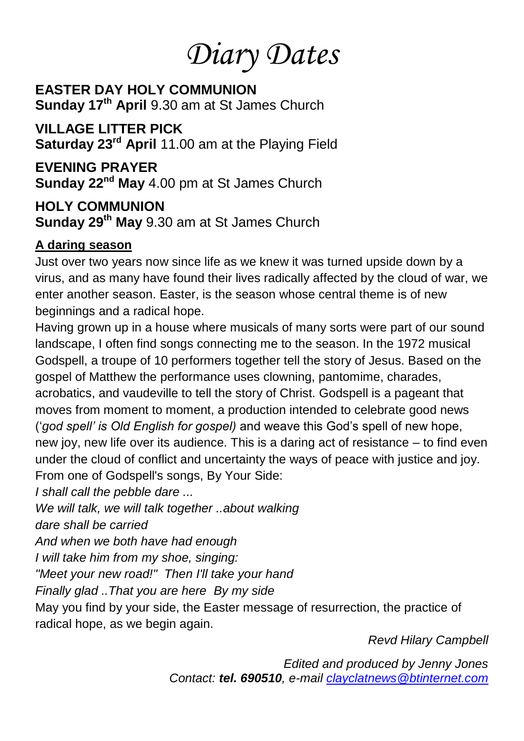# *Diary Dates*

**EASTER DAY HOLY COMMUNION**
**Sunday 17th April** 9.30 am at St James Church

**VILLAGE LITTER PICK**
**Saturday 23rd April** 11.00 am at the Playing Field

**EVENING PRAYER**
**Sunday 22nd May** 4.00 pm at St James Church

**HOLY COMMUNION**
**Sunday 29th May** 9.30 am at St James Church

**A daring season**

Just over two years now since life as we knew it was turned upside down by a virus, and as many have found their lives radically affected by the cloud of war, we enter another season. Easter, is the season whose central theme is of new beginnings and a radical hope.

Having grown up in a house where musicals of many sorts were part of our sound landscape, I often find songs connecting me to the season. In the 1972 musical Godspell, a troupe of 10 performers together tell the story of Jesus. Based on the gospel of Matthew the performance uses clowning, pantomime, charades, acrobatics, and vaudeville to tell the story of Christ. Godspell is a pageant that moves from moment to moment, a production intended to celebrate good news (*'god spell' is Old English for gospel)* and weave this God's spell of new hope, new joy, new life over its audience. This is a daring act of resistance – to find even under the cloud of conflict and uncertainty the ways of peace with justice and joy. From one of Godspell's songs, By Your Side:

*I shall call the pebble dare ...*
*We will talk, we will talk together ..about walking*
*dare shall be carried*
*And when we both have had enough*
*I will take him from my shoe, singing:*
*"Meet your new road!" Then I'll take your hand*
*Finally glad ..That you are here By my side*

May you find by your side, the Easter message of resurrection, the practice of radical hope, as we begin again.

*Revd Hilary Campbell*

*Edited and produced by Jenny Jones*
*Contact: **tel. 690510**, e-mail clayclatnews@btinternet.com*